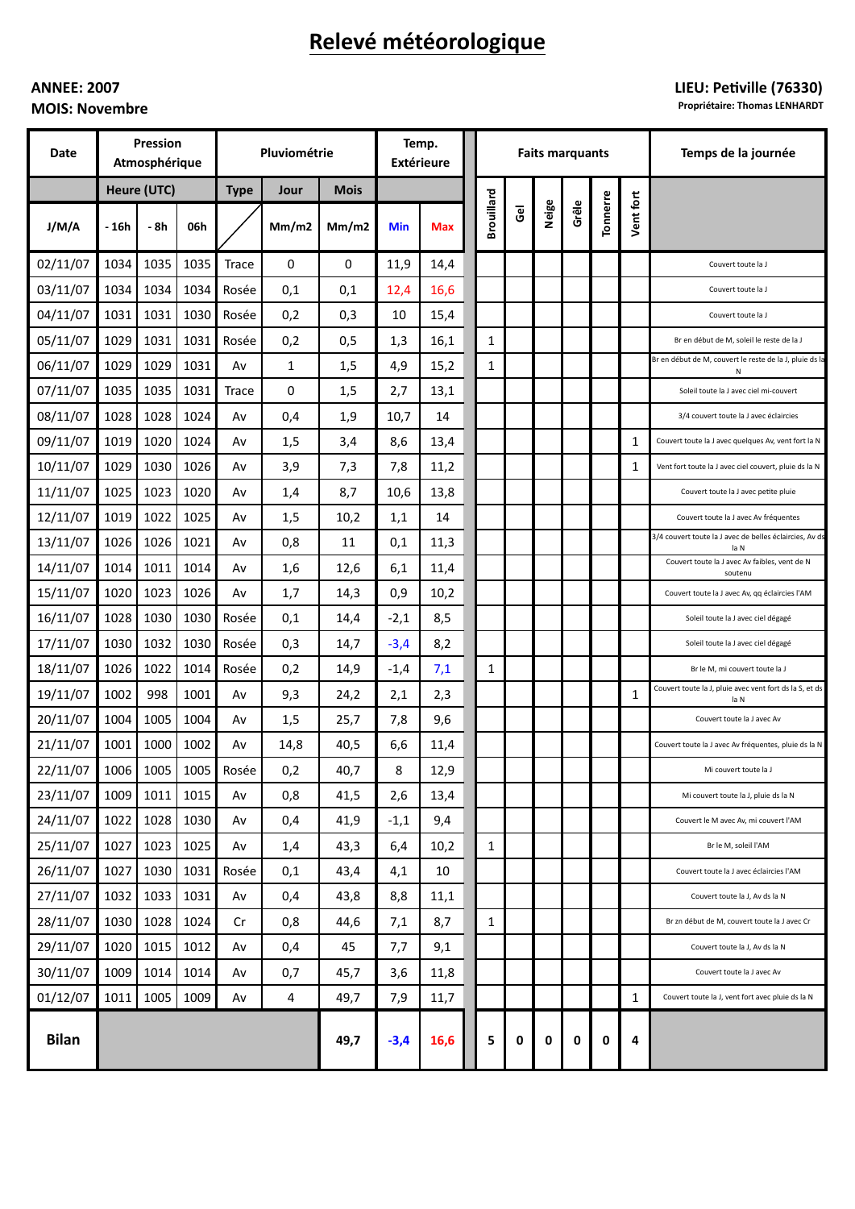# Relevé météorologique

**ANNEE: 2007**
**MOIS: Novembre**

**LIEU: Petiville (76330)**
**Propriétaire: Thomas LENHARDT**

| Date | Pression Atmosphérique | | | Pluviométrie | | | Temp. Extérieure | | Faits marquants | | | | | | Temps de la journée |
|---|---|---|---|---|---|---|---|---|---|---|---|---|---|---|---|
| | Heure (UTC) | | | Type | Jour | Mois | | | Brouillard | Gel | Neige | Grêle | Tonnerre | Vent fort | |
| J/M/A | - 16h | - 8h | 06h | | Mm/m2 | Mm/m2 | Min | Max | | | | | | | |
| 02/11/07 | 1034 | 1035 | 1035 | Trace | 0 | 0 | 11,9 | 14,4 | | | | | | | Couvert toute la J |
| 03/11/07 | 1034 | 1034 | 1034 | Rosée | 0,1 | 0,1 | 12,4 | 16,6 | | | | | | | Couvert toute la J |
| 04/11/07 | 1031 | 1031 | 1030 | Rosée | 0,2 | 0,3 | 10 | 15,4 | | | | | | | Couvert toute la J |
| 05/11/07 | 1029 | 1031 | 1031 | Rosée | 0,2 | 0,5 | 1,3 | 16,1 | 1 | | | | | | Br en début de M, soleil le reste de la J |
| 06/11/07 | 1029 | 1029 | 1031 | Av | 1 | 1,5 | 4,9 | 15,2 | 1 | | | | | | Br en début de M, couvert le reste de la J, pluie ds la N |
| 07/11/07 | 1035 | 1035 | 1031 | Trace | 0 | 1,5 | 2,7 | 13,1 | | | | | | | Soleil toute la J avec ciel mi-couvert |
| 08/11/07 | 1028 | 1028 | 1024 | Av | 0,4 | 1,9 | 10,7 | 14 | | | | | | | 3/4 couvert toute la J avec éclaircies |
| 09/11/07 | 1019 | 1020 | 1024 | Av | 1,5 | 3,4 | 8,6 | 13,4 | | | | | | 1 | Couvert toute la J avec quelques Av, vent fort la N |
| 10/11/07 | 1029 | 1030 | 1026 | Av | 3,9 | 7,3 | 7,8 | 11,2 | | | | | | 1 | Vent fort toute la J avec ciel couvert, pluie ds la N |
| 11/11/07 | 1025 | 1023 | 1020 | Av | 1,4 | 8,7 | 10,6 | 13,8 | | | | | | | Couvert toute la J avec petite pluie |
| 12/11/07 | 1019 | 1022 | 1025 | Av | 1,5 | 10,2 | 1,1 | 14 | | | | | | | Couvert toute la J avec Av fréquentes |
| 13/11/07 | 1026 | 1026 | 1021 | Av | 0,8 | 11 | 0,1 | 11,3 | | | | | | | 3/4 couvert toute la J avec de belles éclaircies, Av ds la N |
| 14/11/07 | 1014 | 1011 | 1014 | Av | 1,6 | 12,6 | 6,1 | 11,4 | | | | | | | Couvert toute la J avec Av faibles, vent de N soutenu |
| 15/11/07 | 1020 | 1023 | 1026 | Av | 1,7 | 14,3 | 0,9 | 10,2 | | | | | | | Couvert toute la J avec Av, qq éclaircies l'AM |
| 16/11/07 | 1028 | 1030 | 1030 | Rosée | 0,1 | 14,4 | -2,1 | 8,5 | | | | | | | Soleil toute la J avec ciel dégagé |
| 17/11/07 | 1030 | 1032 | 1030 | Rosée | 0,3 | 14,7 | -3,4 | 8,2 | | | | | | | Soleil toute la J avec ciel dégagé |
| 18/11/07 | 1026 | 1022 | 1014 | Rosée | 0,2 | 14,9 | -1,4 | 7,1 | 1 | | | | | | Br le M, mi couvert toute la J |
| 19/11/07 | 1002 | 998 | 1001 | Av | 9,3 | 24,2 | 2,1 | 2,3 | | | | | | 1 | Couvert toute la J, pluie avec vent fort ds la S, et ds la N |
| 20/11/07 | 1004 | 1005 | 1004 | Av | 1,5 | 25,7 | 7,8 | 9,6 | | | | | | | Couvert toute la J avec Av |
| 21/11/07 | 1001 | 1000 | 1002 | Av | 14,8 | 40,5 | 6,6 | 11,4 | | | | | | | Couvert toute la J avec Av fréquentes, pluie ds la N |
| 22/11/07 | 1006 | 1005 | 1005 | Rosée | 0,2 | 40,7 | 8 | 12,9 | | | | | | | Mi couvert toute la J |
| 23/11/07 | 1009 | 1011 | 1015 | Av | 0,8 | 41,5 | 2,6 | 13,4 | | | | | | | Mi couvert toute la J, pluie ds la N |
| 24/11/07 | 1022 | 1028 | 1030 | Av | 0,4 | 41,9 | -1,1 | 9,4 | | | | | | | Couvert le M avec Av, mi couvert l'AM |
| 25/11/07 | 1027 | 1023 | 1025 | Av | 1,4 | 43,3 | 6,4 | 10,2 | 1 | | | | | | Br le M, soleil l'AM |
| 26/11/07 | 1027 | 1030 | 1031 | Rosée | 0,1 | 43,4 | 4,1 | 10 | | | | | | | Couvert toute la J avec éclaircies l'AM |
| 27/11/07 | 1032 | 1033 | 1031 | Av | 0,4 | 43,8 | 8,8 | 11,1 | | | | | | | Couvert toute la J, Av ds la N |
| 28/11/07 | 1030 | 1028 | 1024 | Cr | 0,8 | 44,6 | 7,1 | 8,7 | 1 | | | | | | Br zn début de M, couvert toute la J avec Cr |
| 29/11/07 | 1020 | 1015 | 1012 | Av | 0,4 | 45 | 7,7 | 9,1 | | | | | | | Couvert toute la J, Av ds la N |
| 30/11/07 | 1009 | 1014 | 1014 | Av | 0,7 | 45,7 | 3,6 | 11,8 | | | | | | | Couvert toute la J avec Av |
| 01/12/07 | 1011 | 1005 | 1009 | Av | 4 | 49,7 | 7,9 | 11,7 | | | | | | 1 | Couvert toute la J, vent fort avec pluie ds la N |
| **Bilan** | | | | | | **49,7** | **-3,4** | **16,6** | **5** | **0** | **0** | **0** | **0** | **4** | |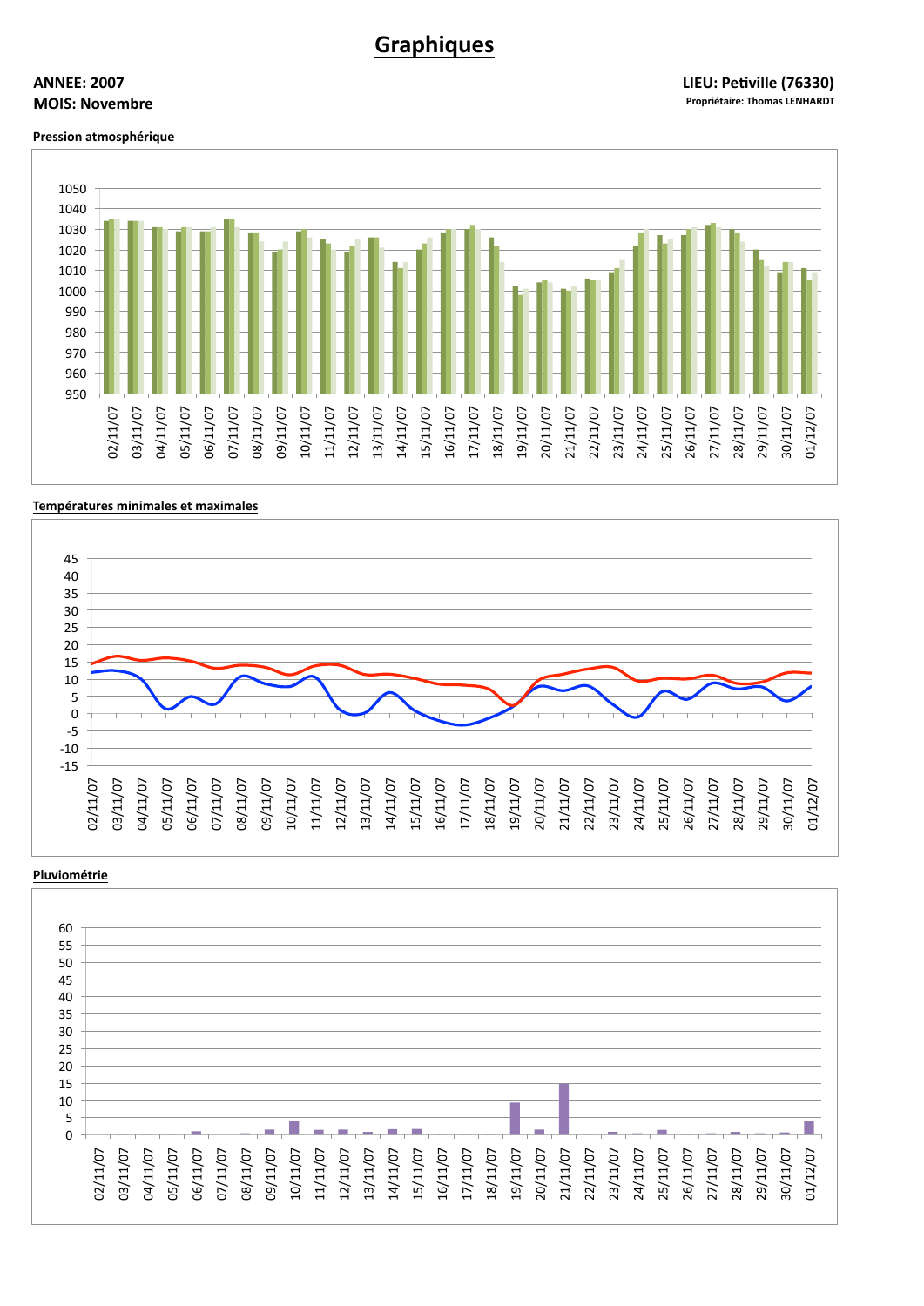# Graphiques

**ANNEE: 2007**
**MOIS: Novembre**

**LIEU: Petiville (76330)**
**Propriétaire: Thomas LENHARDT**

## Pression atmosphérique

1050
1040
1030
1020
1010
1000
990
980
970
960
950

02/11/07 03/11/07 04/11/07 05/11/07 06/11/07 07/11/07 08/11/07 09/11/07 10/11/07 11/11/07 12/11/07 13/11/07 14/11/07 15/11/07 16/11/07 17/11/07 18/11/07 19/11/07 20/11/07 21/11/07 22/11/07 23/11/07 24/11/07 25/11/07 26/11/07 27/11/07 28/11/07 29/11/07 30/11/07 01/12/07

## Températures minimales et maximales

45
40
35
30
25
20
15
10
5
0
-5
-10
-15

02/11/07 03/11/07 04/11/07 05/11/07 06/11/07 07/11/07 08/11/07 09/11/07 10/11/07 11/11/07 12/11/07 13/11/07 14/11/07 15/11/07 16/11/07 17/11/07 18/11/07 19/11/07 20/11/07 21/11/07 22/11/07 23/11/07 24/11/07 25/11/07 26/11/07 27/11/07 28/11/07 29/11/07 30/11/07 01/12/07

## Pluviométrie

60
55
50
45
40
35
30
25
20
15
10
5
0

02/11/07 03/11/07 04/11/07 05/11/07 06/11/07 07/11/07 08/11/07 09/11/07 10/11/07 11/11/07 12/11/07 13/11/07 14/11/07 15/11/07 16/11/07 17/11/07 18/11/07 19/11/07 20/11/07 21/11/07 22/11/07 23/11/07 24/11/07 25/11/07 26/11/07 27/11/07 28/11/07 29/11/07 30/11/07 01/12/07